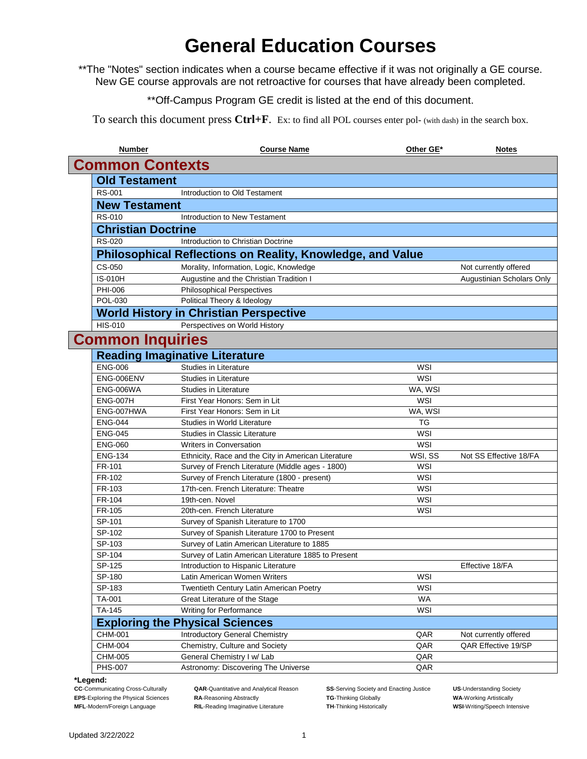# General Education Courses

**The "Notes" section indicates when a course became effective if it was not originally a GE course. New GE course approvals are not retroactive for courses that have already been completed.

**Off-Campus Program GE credit is listed at the end of this document.

To search this document press **Ctrl+F**. Ex: to find all POL courses enter pol- (with dash) in the search box.

| Number | Course Name | Other GE* | Notes |
|---|---|---|---|
| **Common Contexts** | | | |
| **Old Testament** | | | |
| RS-001 | Introduction to Old Testament | | |
| **New Testament** | | | |
| RS-010 | Introduction to New Testament | | |
| **Christian Doctrine** | | | |
| RS-020 | Introduction to Christian Doctrine | | |
| **Philosophical Reflections on Reality, Knowledge, and Value** | | | |
| CS-050 | Morality, Information, Logic, Knowledge | | Not currently offered |
| IS-010H | Augustine and the Christian Tradition I | | Augustinian Scholars Only |
| PHI-006 | Philosophical Perspectives | | |
| POL-030 | Political Theory & Ideology | | |
| **World History in Christian Perspective** | | | |
| HIS-010 | Perspectives on World History | | |
| **Common Inquiries** | | | |
| **Reading Imaginative Literature** | | | |
| ENG-006 | Studies in Literature | WSI | |
| ENG-006ENV | Studies in Literature | WSI | |
| ENG-006WA | Studies in Literature | WA, WSI | |
| ENG-007H | First Year Honors: Sem in Lit | WSI | |
| ENG-007HWA | First Year Honors: Sem in Lit | WA, WSI | |
| ENG-044 | Studies in World Literature | TG | |
| ENG-045 | Studies in Classic Literature | WSI | |
| ENG-060 | Writers in Conversation | WSI | |
| ENG-134 | Ethnicity, Race and the City in American Literature | WSI, SS | Not SS Effective 18/FA |
| FR-101 | Survey of French Literature (Middle ages - 1800) | WSI | |
| FR-102 | Survey of French Literature (1800 - present) | WSI | |
| FR-103 | 17th-cen. French Literature: Theatre | WSI | |
| FR-104 | 19th-cen. Novel | WSI | |
| FR-105 | 20th-cen. French Literature | WSI | |
| SP-101 | Survey of Spanish Literature to 1700 | | |
| SP-102 | Survey of Spanish Literature 1700 to Present | | |
| SP-103 | Survey of Latin American Literature to 1885 | | |
| SP-104 | Survey of Latin American Literature 1885 to Present | | |
| SP-125 | Introduction to Hispanic Literature | | Effective 18/FA |
| SP-180 | Latin American Women Writers | WSI | |
| SP-183 | Twentieth Century Latin American Poetry | WSI | |
| TA-001 | Great Literature of the Stage | WA | |
| TA-145 | Writing for Performance | WSI | |
| **Exploring the Physical Sciences** | | | |
| CHM-001 | Introductory General Chemistry | QAR | Not currently offered |
| CHM-004 | Chemistry, Culture and Society | QAR | QAR Effective 19/SP |
| CHM-005 | General Chemistry I w/ Lab | QAR | |
| PHS-007 | Astronomy: Discovering The Universe | QAR | |

***Legend:**

**CC**-Communicating Cross-Culturally
**EPS**-Exploring the Physical Sciences
**MFL**-Modern/Foreign Language
**QAR**-Quantitative and Analytical Reason
**RA**-Reasoning Abstractly
**RIL**-Reading Imaginative Literature
**SS**-Serving Society and Enacting Justice
**TG**-Thinking Globally
**TH**-Thinking Historically
**US**-Understanding Society
**WA**-Working Artistically
**WSI**-Writing/Speech Intensive

Updated 3/22/2022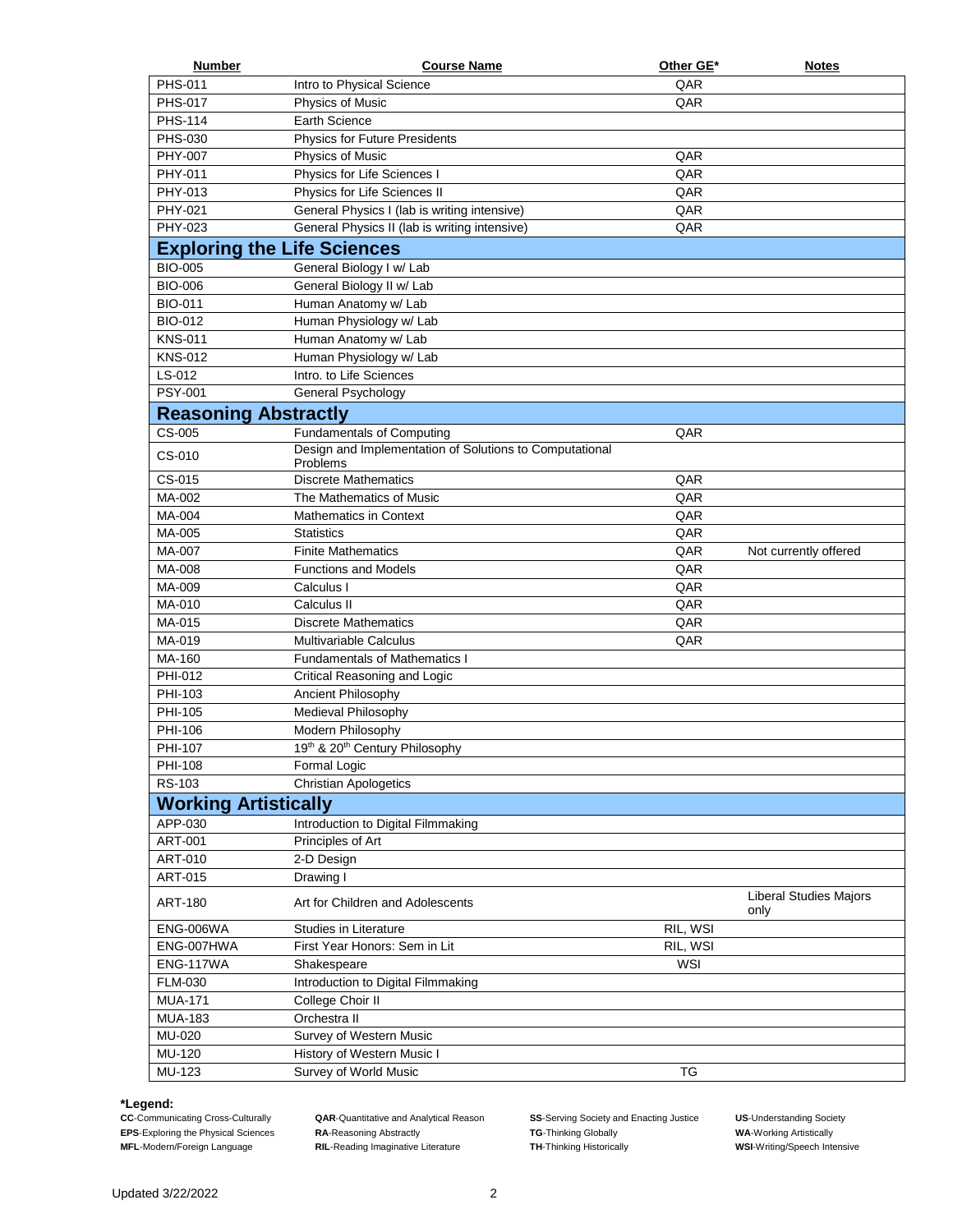| Number | Course Name | Other GE* | Notes |
|---|---|---|---|
| PHS-011 | Intro to Physical Science | QAR | |
| PHS-017 | Physics of Music | QAR | |
| PHS-114 | Earth Science | | |
| PHS-030 | Physics for Future Presidents | | |
| PHY-007 | Physics of Music | QAR | |
| PHY-011 | Physics for Life Sciences I | QAR | |
| PHY-013 | Physics for Life Sciences II | QAR | |
| PHY-021 | General Physics I (lab is writing intensive) | QAR | |
| PHY-023 | General Physics II (lab is writing intensive) | QAR | |
| **Exploring the Life Sciences** | | | |
| BIO-005 | General Biology I w/ Lab | | |
| BIO-006 | General Biology II w/ Lab | | |
| BIO-011 | Human Anatomy w/ Lab | | |
| BIO-012 | Human Physiology w/ Lab | | |
| KNS-011 | Human Anatomy w/ Lab | | |
| KNS-012 | Human Physiology w/ Lab | | |
| LS-012 | Intro. to Life Sciences | | |
| PSY-001 | General Psychology | | |
| **Reasoning Abstractly** | | | |
| CS-005 | Fundamentals of Computing | QAR | |
| CS-010 | Design and Implementation of Solutions to Computational Problems | | |
| CS-015 | Discrete Mathematics | QAR | |
| MA-002 | The Mathematics of Music | QAR | |
| MA-004 | Mathematics in Context | QAR | |
| MA-005 | Statistics | QAR | |
| MA-007 | Finite Mathematics | QAR | Not currently offered |
| MA-008 | Functions and Models | QAR | |
| MA-009 | Calculus I | QAR | |
| MA-010 | Calculus II | QAR | |
| MA-015 | Discrete Mathematics | QAR | |
| MA-019 | Multivariable Calculus | QAR | |
| MA-160 | Fundamentals of Mathematics I | | |
| PHI-012 | Critical Reasoning and Logic | | |
| PHI-103 | Ancient Philosophy | | |
| PHI-105 | Medieval Philosophy | | |
| PHI-106 | Modern Philosophy | | |
| PHI-107 | 19th & 20th Century Philosophy | | |
| PHI-108 | Formal Logic | | |
| RS-103 | Christian Apologetics | | |
| **Working Artistically** | | | |
| APP-030 | Introduction to Digital Filmmaking | | |
| ART-001 | Principles of Art | | |
| ART-010 | 2-D Design | | |
| ART-015 | Drawing I | | |
| ART-180 | Art for Children and Adolescents | | Liberal Studies Majors only |
| ENG-006WA | Studies in Literature | RIL, WSI | |
| ENG-007HWA | First Year Honors: Sem in Lit | RIL, WSI | |
| ENG-117WA | Shakespeare | WSI | |
| FLM-030 | Introduction to Digital Filmmaking | | |
| MUA-171 | College Choir II | | |
| MUA-183 | Orchestra II | | |
| MU-020 | Survey of Western Music | | |
| MU-120 | History of Western Music I | | |
| MU-123 | Survey of World Music | TG | |

**\*Legend:**

**CC**-Communicating Cross-Culturally
**EPS**-Exploring the Physical Sciences
**MFL**-Modern/Foreign Language
**QAR**-Quantitative and Analytical Reason
**RA**-Reasoning Abstractly
**RIL**-Reading Imaginative Literature
**SS**-Serving Society and Enacting Justice
**TG**-Thinking Globally
**TH**-Thinking Historically
**US**-Understanding Society
**WA**-Working Artistically
**WSI**-Writing/Speech Intensive

Updated 3/22/2022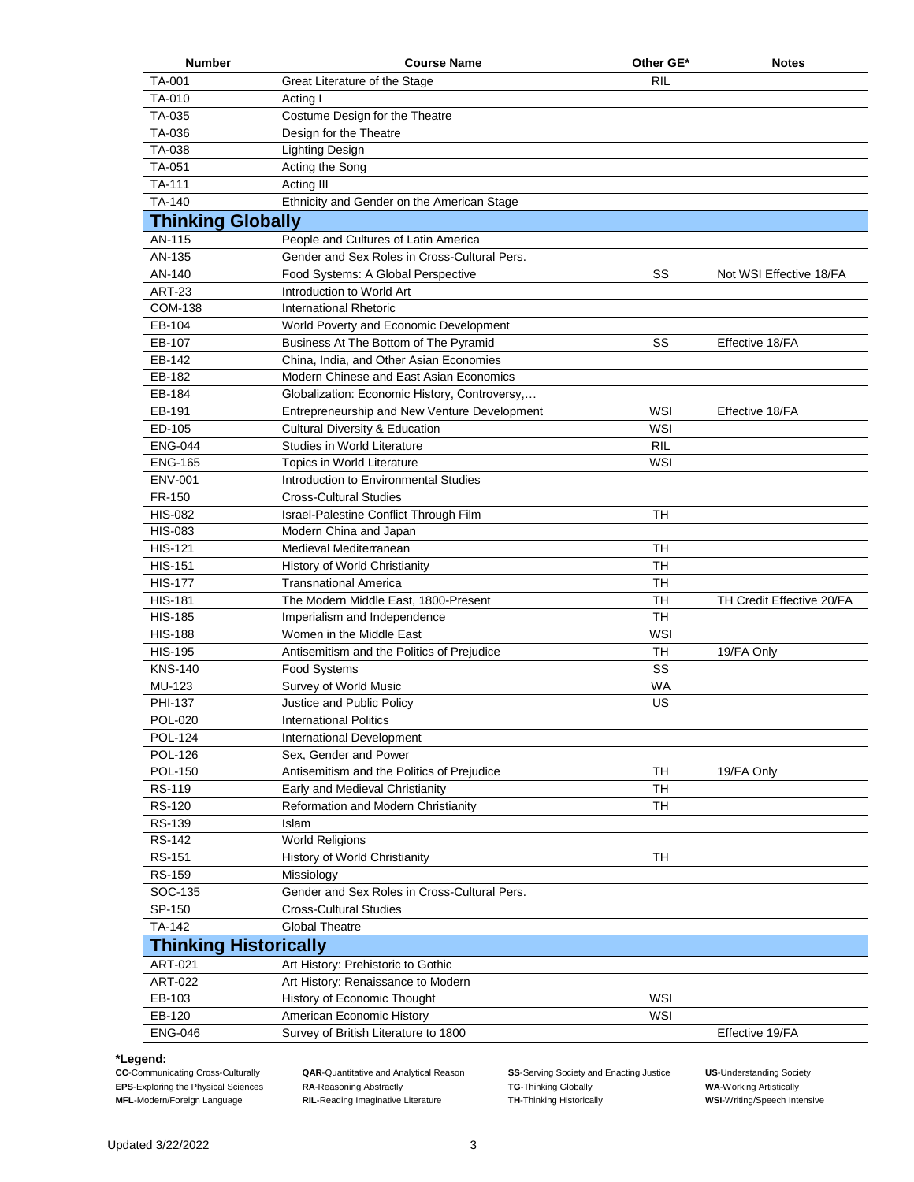| Number | Course Name | Other GE* | Notes |
|---|---|---|---|
| TA-001 | Great Literature of the Stage | RIL | |
| TA-010 | Acting I | | |
| TA-035 | Costume Design for the Theatre | | |
| TA-036 | Design for the Theatre | | |
| TA-038 | Lighting Design | | |
| TA-051 | Acting the Song | | |
| TA-111 | Acting III | | |
| TA-140 | Ethnicity and Gender on the American Stage | | |
| **Thinking Globally** | | | |
| AN-115 | People and Cultures of Latin America | | |
| AN-135 | Gender and Sex Roles in Cross-Cultural Pers. | | |
| AN-140 | Food Systems: A Global Perspective | SS | Not WSI Effective 18/FA |
| ART-23 | Introduction to World Art | | |
| COM-138 | International Rhetoric | | |
| EB-104 | World Poverty and Economic Development | | |
| EB-107 | Business At The Bottom of The Pyramid | SS | Effective 18/FA |
| EB-142 | China, India, and Other Asian Economies | | |
| EB-182 | Modern Chinese and East Asian Economics | | |
| EB-184 | Globalization: Economic History, Controversy,… | | |
| EB-191 | Entrepreneurship and New Venture Development | WSI | Effective 18/FA |
| ED-105 | Cultural Diversity & Education | WSI | |
| ENG-044 | Studies in World Literature | RIL | |
| ENG-165 | Topics in World Literature | WSI | |
| ENV-001 | Introduction to Environmental Studies | | |
| FR-150 | Cross-Cultural Studies | | |
| HIS-082 | Israel-Palestine Conflict Through Film | TH | |
| HIS-083 | Modern China and Japan | | |
| HIS-121 | Medieval Mediterranean | TH | |
| HIS-151 | History of World Christianity | TH | |
| HIS-177 | Transnational America | TH | |
| HIS-181 | The Modern Middle East, 1800-Present | TH | TH Credit Effective 20/FA |
| HIS-185 | Imperialism and Independence | TH | |
| HIS-188 | Women in the Middle East | WSI | |
| HIS-195 | Antisemitism and the Politics of Prejudice | TH | 19/FA Only |
| KNS-140 | Food Systems | SS | |
| MU-123 | Survey of World Music | WA | |
| PHI-137 | Justice and Public Policy | US | |
| POL-020 | International Politics | | |
| POL-124 | International Development | | |
| POL-126 | Sex, Gender and Power | | |
| POL-150 | Antisemitism and the Politics of Prejudice | TH | 19/FA Only |
| RS-119 | Early and Medieval Christianity | TH | |
| RS-120 | Reformation and Modern Christianity | TH | |
| RS-139 | Islam | | |
| RS-142 | World Religions | | |
| RS-151 | History of World Christianity | TH | |
| RS-159 | Missiology | | |
| SOC-135 | Gender and Sex Roles in Cross-Cultural Pers. | | |
| SP-150 | Cross-Cultural Studies | | |
| TA-142 | Global Theatre | | |
| **Thinking Historically** | | | |
| ART-021 | Art History: Prehistoric to Gothic | | |
| ART-022 | Art History: Renaissance to Modern | | |
| EB-103 | History of Economic Thought | WSI | |
| EB-120 | American Economic History | WSI | |
| ENG-046 | Survey of British Literature to 1800 | | Effective 19/FA |

**\*Legend:**

**CC**-Communicating Cross-Culturally
**EPS**-Exploring the Physical Sciences
**MFL**-Modern/Foreign Language
**QAR**-Quantitative and Analytical Reason
**RA**-Reasoning Abstractly
**RIL**-Reading Imaginative Literature
**SS**-Serving Society and Enacting Justice
**TG**-Thinking Globally
**TH**-Thinking Historically
**US**-Understanding Society
**WA**-Working Artistically
**WSI**-Writing/Speech Intensive

Updated 3/22/2022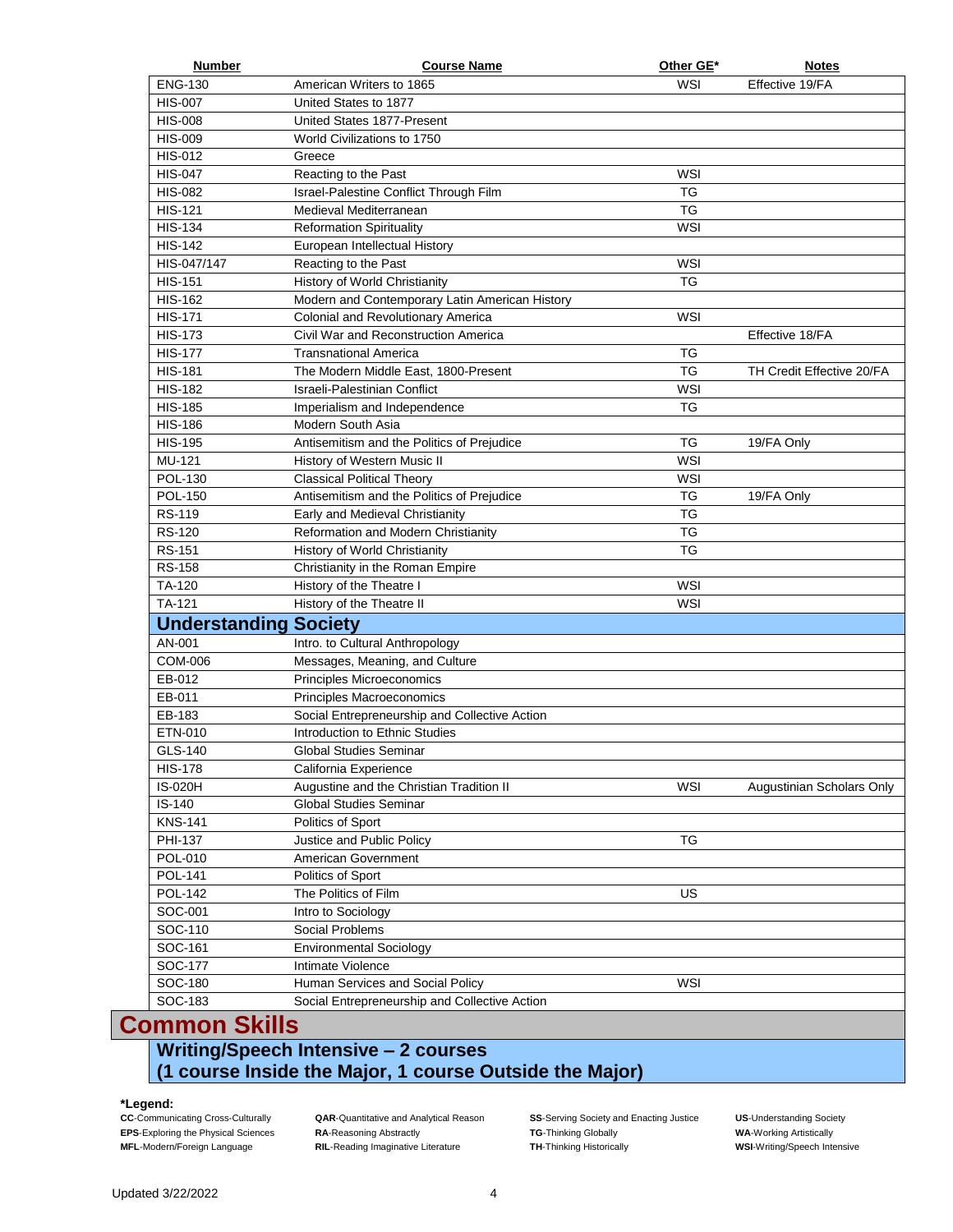| Number | Course Name | Other GE* | Notes |
|---|---|---|---|
| ENG-130 | American Writers to 1865 | WSI | Effective 19/FA |
| HIS-007 | United States to 1877 | | |
| HIS-008 | United States 1877-Present | | |
| HIS-009 | World Civilizations to 1750 | | |
| HIS-012 | Greece | | |
| HIS-047 | Reacting to the Past | WSI | |
| HIS-082 | Israel-Palestine Conflict Through Film | TG | |
| HIS-121 | Medieval Mediterranean | TG | |
| HIS-134 | Reformation Spirituality | WSI | |
| HIS-142 | European Intellectual History | | |
| HIS-047/147 | Reacting to the Past | WSI | |
| HIS-151 | History of World Christianity | TG | |
| HIS-162 | Modern and Contemporary Latin American History | | |
| HIS-171 | Colonial and Revolutionary America | WSI | |
| HIS-173 | Civil War and Reconstruction America | | Effective 18/FA |
| HIS-177 | Transnational America | TG | |
| HIS-181 | The Modern Middle East, 1800-Present | TG | TH Credit Effective 20/FA |
| HIS-182 | Israeli-Palestinian Conflict | WSI | |
| HIS-185 | Imperialism and Independence | TG | |
| HIS-186 | Modern South Asia | | |
| HIS-195 | Antisemitism and the Politics of Prejudice | TG | 19/FA Only |
| MU-121 | History of Western Music II | WSI | |
| POL-130 | Classical Political Theory | WSI | |
| POL-150 | Antisemitism and the Politics of Prejudice | TG | 19/FA Only |
| RS-119 | Early and Medieval Christianity | TG | |
| RS-120 | Reformation and Modern Christianity | TG | |
| RS-151 | History of World Christianity | TG | |
| RS-158 | Christianity in the Roman Empire | | |
| TA-120 | History of the Theatre I | WSI | |
| TA-121 | History of the Theatre II | WSI | |
| **Understanding Society** | | | |
| AN-001 | Intro. to Cultural Anthropology | | |
| COM-006 | Messages, Meaning, and Culture | | |
| EB-012 | Principles Microeconomics | | |
| EB-011 | Principles Macroeconomics | | |
| EB-183 | Social Entrepreneurship and Collective Action | | |
| ETN-010 | Introduction to Ethnic Studies | | |
| GLS-140 | Global Studies Seminar | | |
| HIS-178 | California Experience | | |
| IS-020H | Augustine and the Christian Tradition II | WSI | Augustinian Scholars Only |
| IS-140 | Global Studies Seminar | | |
| KNS-141 | Politics of Sport | | |
| PHI-137 | Justice and Public Policy | TG | |
| POL-010 | American Government | | |
| POL-141 | Politics of Sport | | |
| POL-142 | The Politics of Film | US | |
| SOC-001 | Intro to Sociology | | |
| SOC-110 | Social Problems | | |
| SOC-161 | Environmental Sociology | | |
| SOC-177 | Intimate Violence | | |
| SOC-180 | Human Services and Social Policy | WSI | |
| SOC-183 | Social Entrepreneurship and Collective Action | | |

# Common Skills

## Writing/Speech Intensive – 2 courses (1 course Inside the Major, 1 course Outside the Major)

**\*Legend:**

**CC**-Communicating Cross-Culturally
**EPS**-Exploring the Physical Sciences
**MFL**-Modern/Foreign Language
**QAR**-Quantitative and Analytical Reason
**RA**-Reasoning Abstractly
**RIL**-Reading Imaginative Literature
**SS**-Serving Society and Enacting Justice
**TG**-Thinking Globally
**TH**-Thinking Historically
**US**-Understanding Society
**WA**-Working Artistically
**WSI**-Writing/Speech Intensive

Updated 3/22/2022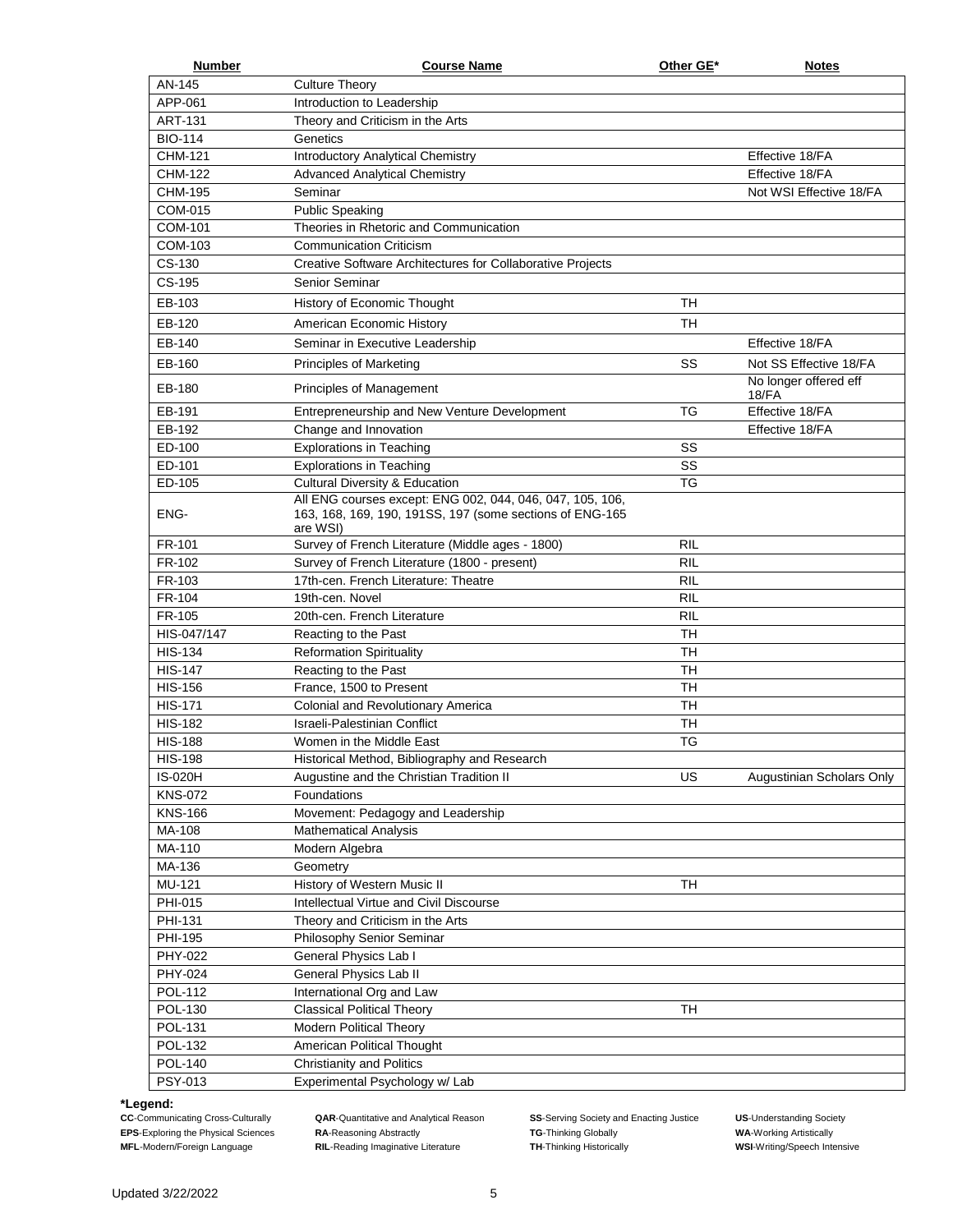| Number | Course Name | Other GE* | Notes |
|---|---|---|---|
| AN-145 | Culture Theory | | |
| APP-061 | Introduction to Leadership | | |
| ART-131 | Theory and Criticism in the Arts | | |
| BIO-114 | Genetics | | |
| CHM-121 | Introductory Analytical Chemistry | | Effective 18/FA |
| CHM-122 | Advanced Analytical Chemistry | | Effective 18/FA |
| CHM-195 | Seminar | | Not WSI Effective 18/FA |
| COM-015 | Public Speaking | | |
| COM-101 | Theories in Rhetoric and Communication | | |
| COM-103 | Communication Criticism | | |
| CS-130 | Creative Software Architectures for Collaborative Projects | | |
| CS-195 | Senior Seminar | | |
| EB-103 | History of Economic Thought | TH | |
| EB-120 | American Economic History | TH | |
| EB-140 | Seminar in Executive Leadership | | Effective 18/FA |
| EB-160 | Principles of Marketing | SS | Not SS Effective 18/FA |
| EB-180 | Principles of Management | | No longer offered eff 18/FA |
| EB-191 | Entrepreneurship and New Venture Development | TG | Effective 18/FA |
| EB-192 | Change and Innovation | | Effective 18/FA |
| ED-100 | Explorations in Teaching | SS | |
| ED-101 | Explorations in Teaching | SS | |
| ED-105 | Cultural Diversity & Education | TG | |
| ENG- | All ENG courses except: ENG 002, 044, 046, 047, 105, 106, 163, 168, 169, 190, 191SS, 197 (some sections of ENG-165 are WSI) | | |
| FR-101 | Survey of French Literature (Middle ages - 1800) | RIL | |
| FR-102 | Survey of French Literature (1800 - present) | RIL | |
| FR-103 | 17th-cen. French Literature: Theatre | RIL | |
| FR-104 | 19th-cen. Novel | RIL | |
| FR-105 | 20th-cen. French Literature | RIL | |
| HIS-047/147 | Reacting to the Past | TH | |
| HIS-134 | Reformation Spirituality | TH | |
| HIS-147 | Reacting to the Past | TH | |
| HIS-156 | France, 1500 to Present | TH | |
| HIS-171 | Colonial and Revolutionary America | TH | |
| HIS-182 | Israeli-Palestinian Conflict | TH | |
| HIS-188 | Women in the Middle East | TG | |
| HIS-198 | Historical Method, Bibliography and Research | | |
| IS-020H | Augustine and the Christian Tradition II | US | Augustinian Scholars Only |
| KNS-072 | Foundations | | |
| KNS-166 | Movement: Pedagogy and Leadership | | |
| MA-108 | Mathematical Analysis | | |
| MA-110 | Modern Algebra | | |
| MA-136 | Geometry | | |
| MU-121 | History of Western Music II | TH | |
| PHI-015 | Intellectual Virtue and Civil Discourse | | |
| PHI-131 | Theory and Criticism in the Arts | | |
| PHI-195 | Philosophy Senior Seminar | | |
| PHY-022 | General Physics Lab I | | |
| PHY-024 | General Physics Lab II | | |
| POL-112 | International Org and Law | | |
| POL-130 | Classical Political Theory | TH | |
| POL-131 | Modern Political Theory | | |
| POL-132 | American Political Thought | | |
| POL-140 | Christianity and Politics | | |
| PSY-013 | Experimental Psychology w/ Lab | | |

**\*Legend:**

**CC**-Communicating Cross-Culturally
**EPS**-Exploring the Physical Sciences
**MFL**-Modern/Foreign Language
**QAR**-Quantitative and Analytical Reason
**RA**-Reasoning Abstractly
**RIL**-Reading Imaginative Literature
**SS**-Serving Society and Enacting Justice
**TG**-Thinking Globally
**TH**-Thinking Historically
**US**-Understanding Society
**WA**-Working Artistically
**WSI**-Writing/Speech Intensive

Updated 3/22/2022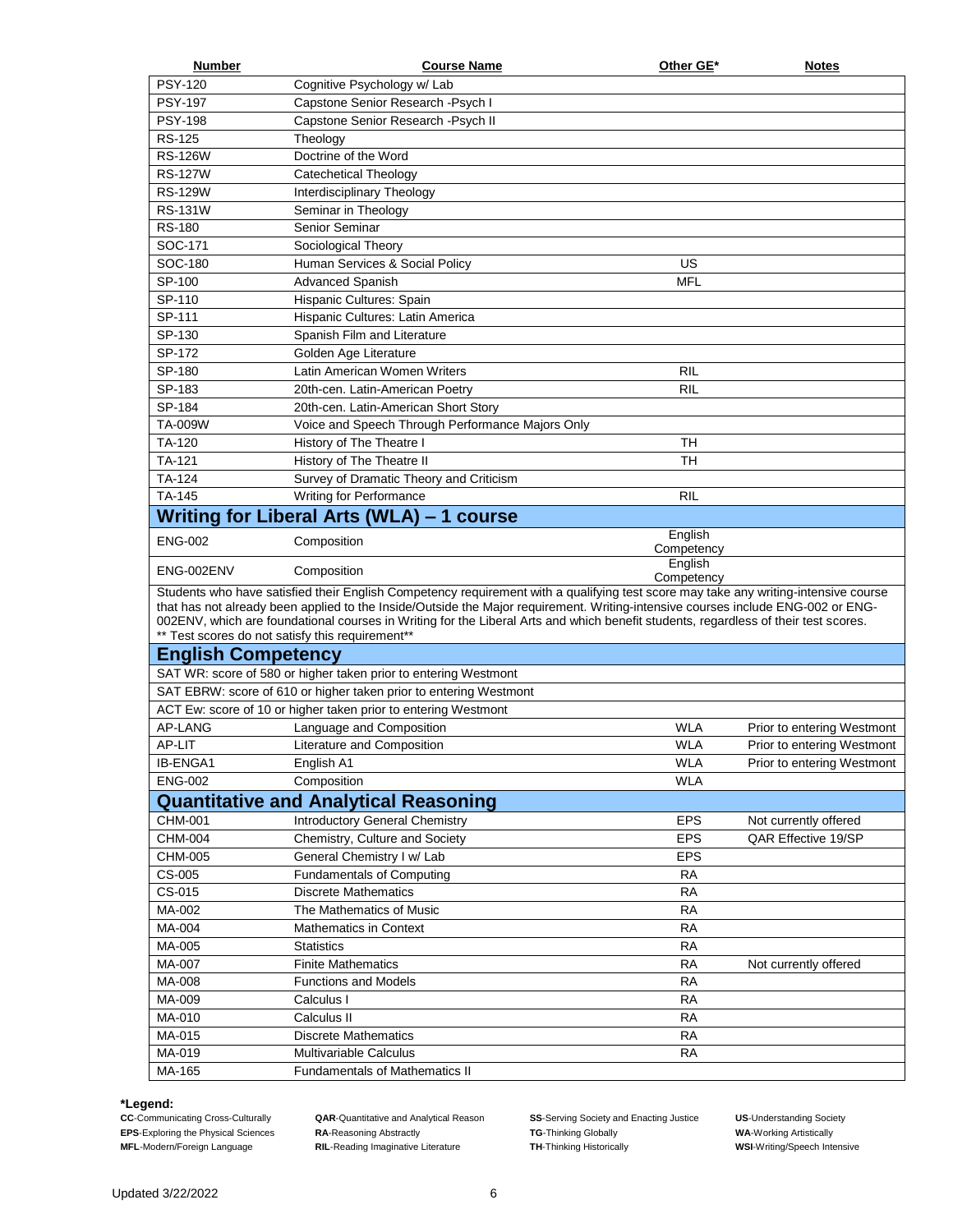| Number | Course Name | Other GE* | Notes |
|---|---|---|---|
| PSY-120 | Cognitive Psychology w/ Lab | | |
| PSY-197 | Capstone Senior Research -Psych I | | |
| PSY-198 | Capstone Senior Research -Psych II | | |
| RS-125 | Theology | | |
| RS-126W | Doctrine of the Word | | |
| RS-127W | Catechetical Theology | | |
| RS-129W | Interdisciplinary Theology | | |
| RS-131W | Seminar in Theology | | |
| RS-180 | Senior Seminar | | |
| SOC-171 | Sociological Theory | | |
| SOC-180 | Human Services & Social Policy | US | |
| SP-100 | Advanced Spanish | MFL | |
| SP-110 | Hispanic Cultures: Spain | | |
| SP-111 | Hispanic Cultures: Latin America | | |
| SP-130 | Spanish Film and Literature | | |
| SP-172 | Golden Age Literature | | |
| SP-180 | Latin American Women Writers | RIL | |
| SP-183 | 20th-cen. Latin-American Poetry | RIL | |
| SP-184 | 20th-cen. Latin-American Short Story | | |
| TA-009W | Voice and Speech Through Performance Majors Only | | |
| TA-120 | History of The Theatre I | TH | |
| TA-121 | History of The Theatre II | TH | |
| TA-124 | Survey of Dramatic Theory and Criticism | | |
| TA-145 | Writing for Performance | RIL | |

## Writing for Liberal Arts (WLA) – 1 course

| Number | Course Name | Other GE* | Notes |
|---|---|---|---|
| ENG-002 | Composition | English Competency | |
| ENG-002ENV | Composition | English Competency | |

Students who have satisfied their English Competency requirement with a qualifying test score may take any writing-intensive course that has not already been applied to the Inside/Outside the Major requirement. Writing-intensive courses include ENG-002 or ENG-002ENV, which are foundational courses in Writing for the Liberal Arts and which benefit students, regardless of their test scores.
** Test scores do not satisfy this requirement**

## English Competency

SAT WR: score of 580 or higher taken prior to entering Westmont

SAT EBRW: score of 610 or higher taken prior to entering Westmont

ACT Ew: score of 10 or higher taken prior to entering Westmont

| Number | Course Name | Other GE* | Notes |
|---|---|---|---|
| AP-LANG | Language and Composition | WLA | Prior to entering Westmont |
| AP-LIT | Literature and Composition | WLA | Prior to entering Westmont |
| IB-ENGA1 | English A1 | WLA | Prior to entering Westmont |
| ENG-002 | Composition | WLA | |

## Quantitative and Analytical Reasoning

| Number | Course Name | Other GE* | Notes |
|---|---|---|---|
| CHM-001 | Introductory General Chemistry | EPS | Not currently offered |
| CHM-004 | Chemistry, Culture and Society | EPS | QAR Effective 19/SP |
| CHM-005 | General Chemistry I w/ Lab | EPS | |
| CS-005 | Fundamentals of Computing | RA | |
| CS-015 | Discrete Mathematics | RA | |
| MA-002 | The Mathematics of Music | RA | |
| MA-004 | Mathematics in Context | RA | |
| MA-005 | Statistics | RA | |
| MA-007 | Finite Mathematics | RA | Not currently offered |
| MA-008 | Functions and Models | RA | |
| MA-009 | Calculus I | RA | |
| MA-010 | Calculus II | RA | |
| MA-015 | Discrete Mathematics | RA | |
| MA-019 | Multivariable Calculus | RA | |
| MA-165 | Fundamentals of Mathematics II | | |

**\*Legend:**

**CC**-Communicating Cross-Culturally
**EPS**-Exploring the Physical Sciences
**MFL**-Modern/Foreign Language
**QAR**-Quantitative and Analytical Reason
**RA**-Reasoning Abstractly
**RIL**-Reading Imaginative Literature
**SS**-Serving Society and Enacting Justice
**TG**-Thinking Globally
**TH**-Thinking Historically
**US**-Understanding Society
**WA**-Working Artistically
**WSI**-Writing/Speech Intensive

Updated 3/22/2022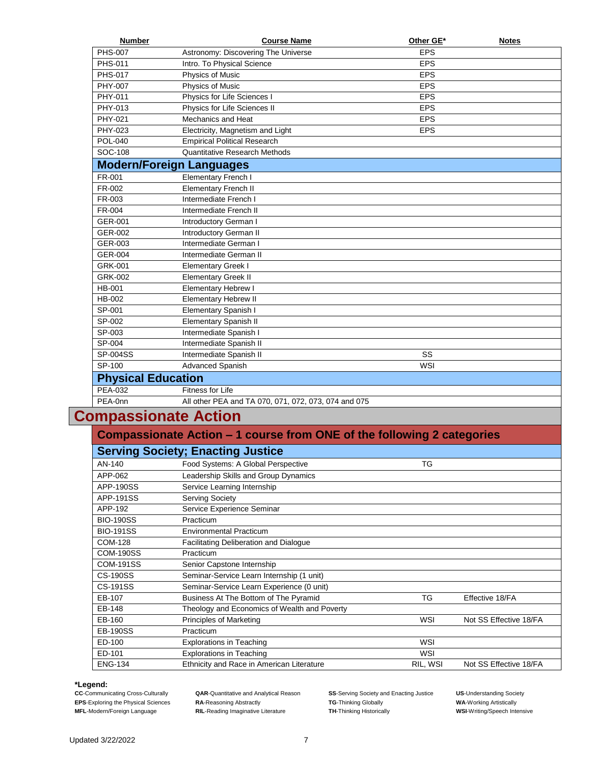| Number | Course Name | Other GE* | Notes |
|---|---|---|---|
| PHS-007 | Astronomy: Discovering The Universe | EPS | |
| PHS-011 | Intro. To Physical Science | EPS | |
| PHS-017 | Physics of Music | EPS | |
| PHY-007 | Physics of Music | EPS | |
| PHY-011 | Physics for Life Sciences I | EPS | |
| PHY-013 | Physics for Life Sciences II | EPS | |
| PHY-021 | Mechanics and Heat | EPS | |
| PHY-023 | Electricity, Magnetism and Light | EPS | |
| POL-040 | Empirical Political Research | | |
| SOC-108 | Quantitative Research Methods | | |
| **Modern/Foreign Languages** | | | |
| FR-001 | Elementary French I | | |
| FR-002 | Elementary French II | | |
| FR-003 | Intermediate French I | | |
| FR-004 | Intermediate French II | | |
| GER-001 | Introductory German I | | |
| GER-002 | Introductory German II | | |
| GER-003 | Intermediate German I | | |
| GER-004 | Intermediate German II | | |
| GRK-001 | Elementary Greek I | | |
| GRK-002 | Elementary Greek II | | |
| HB-001 | Elementary Hebrew I | | |
| HB-002 | Elementary Hebrew II | | |
| SP-001 | Elementary Spanish I | | |
| SP-002 | Elementary Spanish II | | |
| SP-003 | Intermediate Spanish I | | |
| SP-004 | Intermediate Spanish II | | |
| SP-004SS | Intermediate Spanish II | SS | |
| SP-100 | Advanced Spanish | WSI | |
| **Physical Education** | | | |
| PEA-032 | Fitness for Life | | |
| PEA-0nn | All other PEA and TA 070, 071, 072, 073, 074 and 075 | | |

# Compassionate Action

## Compassionate Action – 1 course from ONE of the following 2 categories

| Number | Course Name | Other GE* | Notes |
|---|---|---|---|
| **Serving Society; Enacting Justice** | | | |
| AN-140 | Food Systems: A Global Perspective | TG | |
| APP-062 | Leadership Skills and Group Dynamics | | |
| APP-190SS | Service Learning Internship | | |
| APP-191SS | Serving Society | | |
| APP-192 | Service Experience Seminar | | |
| BIO-190SS | Practicum | | |
| BIO-191SS | Environmental Practicum | | |
| COM-128 | Facilitating Deliberation and Dialogue | | |
| COM-190SS | Practicum | | |
| COM-191SS | Senior Capstone Internship | | |
| CS-190SS | Seminar-Service Learn Internship (1 unit) | | |
| CS-191SS | Seminar-Service Learn Experience (0 unit) | | |
| EB-107 | Business At The Bottom of The Pyramid | TG | Effective 18/FA |
| EB-148 | Theology and Economics of Wealth and Poverty | | |
| EB-160 | Principles of Marketing | WSI | Not SS Effective 18/FA |
| EB-190SS | Practicum | | |
| ED-100 | Explorations in Teaching | WSI | |
| ED-101 | Explorations in Teaching | WSI | |
| ENG-134 | Ethnicity and Race in American Literature | RIL, WSI | Not SS Effective 18/FA |

**\*Legend:**

**CC**-Communicating Cross-Culturally
**EPS**-Exploring the Physical Sciences
**MFL**-Modern/Foreign Language
**QAR**-Quantitative and Analytical Reason
**RA**-Reasoning Abstractly
**RIL**-Reading Imaginative Literature
**SS**-Serving Society and Enacting Justice
**TG**-Thinking Globally
**TH**-Thinking Historically
**US**-Understanding Society
**WA**-Working Artistically
**WSI**-Writing/Speech Intensive

Updated 3/22/2022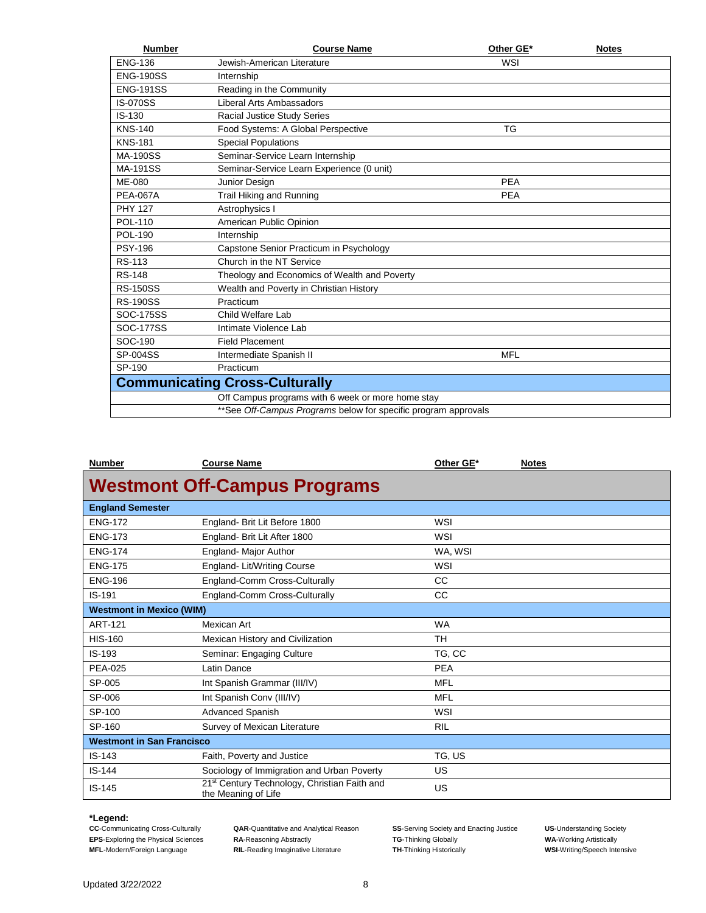| Number | Course Name | Other GE* | Notes |
|---|---|---|---|
| ENG-136 | Jewish-American Literature | WSI | |
| ENG-190SS | Internship | | |
| ENG-191SS | Reading in the Community | | |
| IS-070SS | Liberal Arts Ambassadors | | |
| IS-130 | Racial Justice Study Series | | |
| KNS-140 | Food Systems: A Global Perspective | TG | |
| KNS-181 | Special Populations | | |
| MA-190SS | Seminar-Service Learn Internship | | |
| MA-191SS | Seminar-Service Learn Experience (0 unit) | | |
| ME-080 | Junior Design | PEA | |
| PEA-067A | Trail Hiking and Running | PEA | |
| PHY 127 | Astrophysics I | | |
| POL-110 | American Public Opinion | | |
| POL-190 | Internship | | |
| PSY-196 | Capstone Senior Practicum in Psychology | | |
| RS-113 | Church in the NT Service | | |
| RS-148 | Theology and Economics of Wealth and Poverty | | |
| RS-150SS | Wealth and Poverty in Christian History | | |
| RS-190SS | Practicum | | |
| SOC-175SS | Child Welfare Lab | | |
| SOC-177SS | Intimate Violence Lab | | |
| SOC-190 | Field Placement | | |
| SP-004SS | Intermediate Spanish II | MFL | |
| SP-190 | Practicum | | |
| **Communicating Cross-Culturally** | | | |
| | Off Campus programs with 6 week or more home stay | | |
| | **See *Off-Campus Programs* below for specific program approvals | | |

| Number | Course Name | Other GE* | Notes |
|---|---|---|---|
| **Westmont Off-Campus Programs** | | | |
| **England Semester** | | | |
| ENG-172 | England- Brit Lit Before 1800 | WSI | |
| ENG-173 | England- Brit Lit After 1800 | WSI | |
| ENG-174 | England- Major Author | WA, WSI | |
| ENG-175 | England- Lit/Writing Course | WSI | |
| ENG-196 | England-Comm Cross-Culturally | CC | |
| IS-191 | England-Comm Cross-Culturally | CC | |
| **Westmont in Mexico (WIM)** | | | |
| ART-121 | Mexican Art | WA | |
| HIS-160 | Mexican History and Civilization | TH | |
| IS-193 | Seminar: Engaging Culture | TG, CC | |
| PEA-025 | Latin Dance | PEA | |
| SP-005 | Int Spanish Grammar (III/IV) | MFL | |
| SP-006 | Int Spanish Conv (III/IV) | MFL | |
| SP-100 | Advanced Spanish | WSI | |
| SP-160 | Survey of Mexican Literature | RIL | |
| **Westmont in San Francisco** | | | |
| IS-143 | Faith, Poverty and Justice | TG, US | |
| IS-144 | Sociology of Immigration and Urban Poverty | US | |
| IS-145 | 21st Century Technology, Christian Faith and the Meaning of Life | US | |

**\*Legend:**

- **CC**-Communicating Cross-Culturally
- **EPS**-Exploring the Physical Sciences
- **MFL**-Modern/Foreign Language
- **QAR**-Quantitative and Analytical Reason
- **RA**-Reasoning Abstractly
- **RIL**-Reading Imaginative Literature
- **SS**-Serving Society and Enacting Justice
- **TG**-Thinking Globally
- **TH**-Thinking Historically
- **US**-Understanding Society
- **WA**-Working Artistically
- **WSI**-Writing/Speech Intensive

Updated 3/22/2022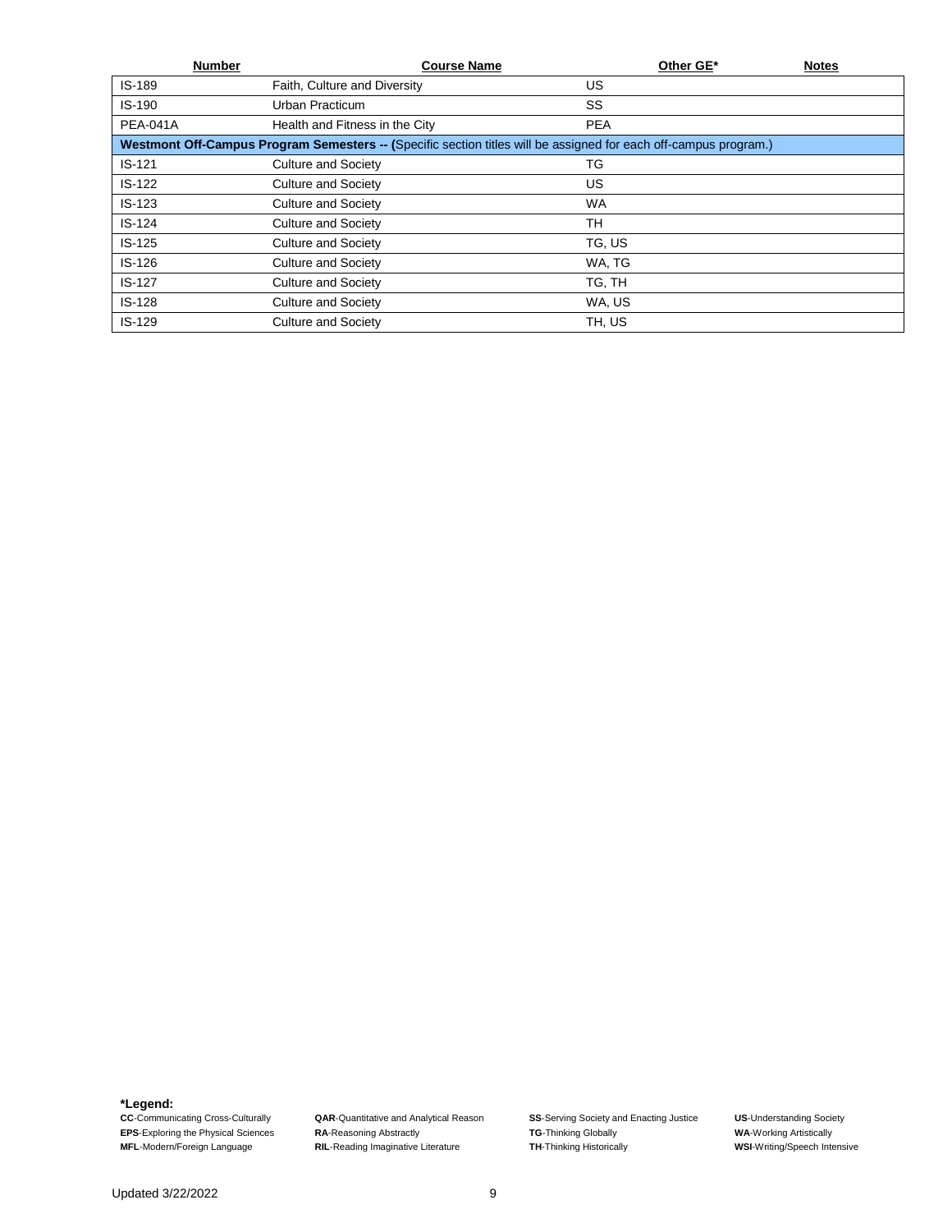| Number | Course Name | Other GE* | Notes |
| --- | --- | --- | --- |
| IS-189 | Faith, Culture and Diversity | US | |
| IS-190 | Urban Practicum | SS | |
| PEA-041A | Health and Fitness in the City | PEA | |
| **Westmont Off-Campus Program Semesters -- (**Specific section titles will be assigned for each off-campus program.) | | | |
| IS-121 | Culture and Society | TG | |
| IS-122 | Culture and Society | US | |
| IS-123 | Culture and Society | WA | |
| IS-124 | Culture and Society | TH | |
| IS-125 | Culture and Society | TG, US | |
| IS-126 | Culture and Society | WA, TG | |
| IS-127 | Culture and Society | TG, TH | |
| IS-128 | Culture and Society | WA, US | |
| IS-129 | Culture and Society | TH, US | |

**\*Legend:**

**CC**-Communicating Cross-Culturally
**EPS**-Exploring the Physical Sciences
**MFL**-Modern/Foreign Language
**QAR**-Quantitative and Analytical Reason
**RA**-Reasoning Abstractly
**RIL**-Reading Imaginative Literature
**SS**-Serving Society and Enacting Justice
**TG**-Thinking Globally
**TH**-Thinking Historically
**US**-Understanding Society
**WA**-Working Artistically
**WSI**-Writing/Speech Intensive

Updated 3/22/2022